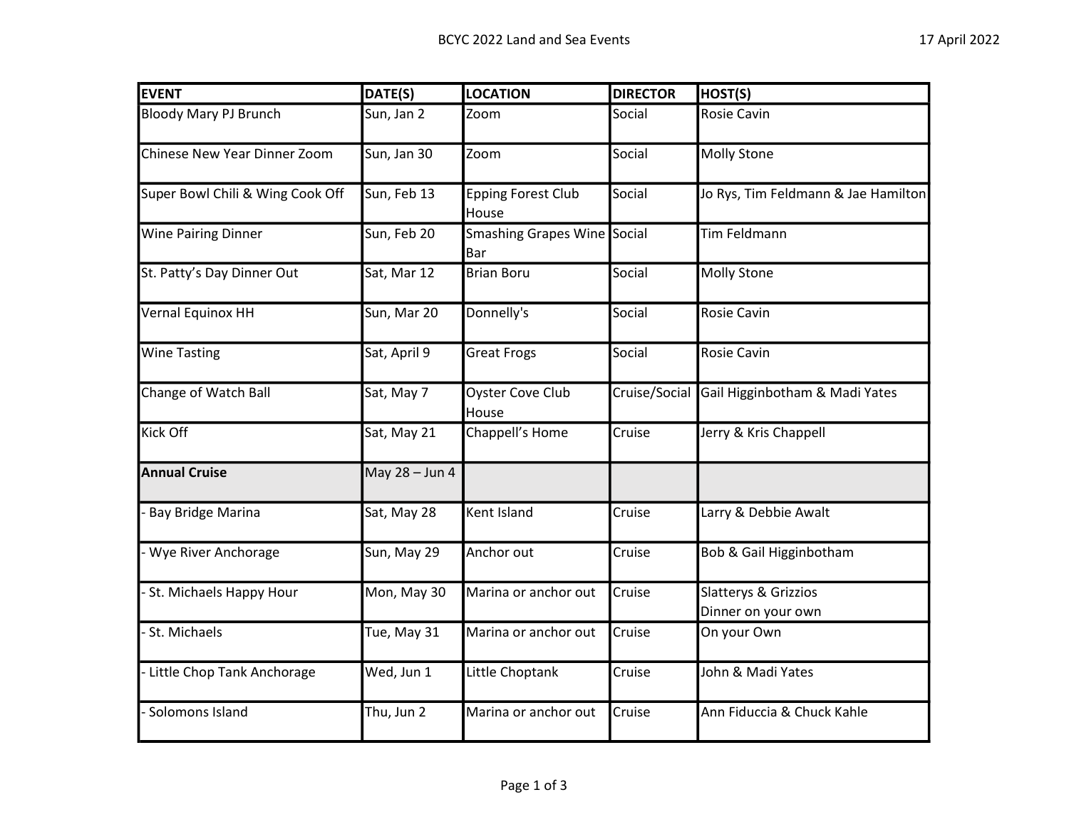| EVENT | DATE(S) | LOCATION | DIRECTOR | HOST(S) |
|---|---|---|---|---|
| Bloody Mary PJ Brunch | Sun, Jan 2 | Zoom | Social | Rosie Cavin |
| Chinese New Year Dinner Zoom | Sun, Jan 30 | Zoom | Social | Molly Stone |
| Super Bowl Chili & Wing Cook Off | Sun, Feb 13 | Epping Forest Club House | Social | Jo Rys, Tim Feldmann & Jae Hamilton |
| Wine Pairing Dinner | Sun, Feb 20 | Smashing Grapes Wine Bar | Social | Tim Feldmann |
| St. Patty's Day Dinner Out | Sat, Mar 12 | Brian Boru | Social | Molly Stone |
| Vernal Equinox HH | Sun, Mar 20 | Donnelly's | Social | Rosie Cavin |
| Wine Tasting | Sat, April 9 | Great Frogs | Social | Rosie Cavin |
| Change of Watch Ball | Sat, May 7 | Oyster Cove Club House | Cruise/Social | Gail Higginbotham & Madi Yates |
| Kick Off | Sat, May 21 | Chappell's Home | Cruise | Jerry & Kris Chappell |
| **Annual Cruise** | May 28 – Jun 4 | | | |
| - Bay Bridge Marina | Sat, May 28 | Kent Island | Cruise | Larry & Debbie Awalt |
| - Wye River Anchorage | Sun, May 29 | Anchor out | Cruise | Bob & Gail Higginbotham |
| - St. Michaels Happy Hour | Mon, May 30 | Marina or anchor out | Cruise | Slatterys & Grizzios<br>Dinner on your own |
| - St. Michaels | Tue, May 31 | Marina or anchor out | Cruise | On your Own |
| - Little Chop Tank Anchorage | Wed, Jun 1 | Little Choptank | Cruise | John & Madi Yates |
| - Solomons Island | Thu, Jun 2 | Marina or anchor out | Cruise | Ann Fiduccia & Chuck Kahle |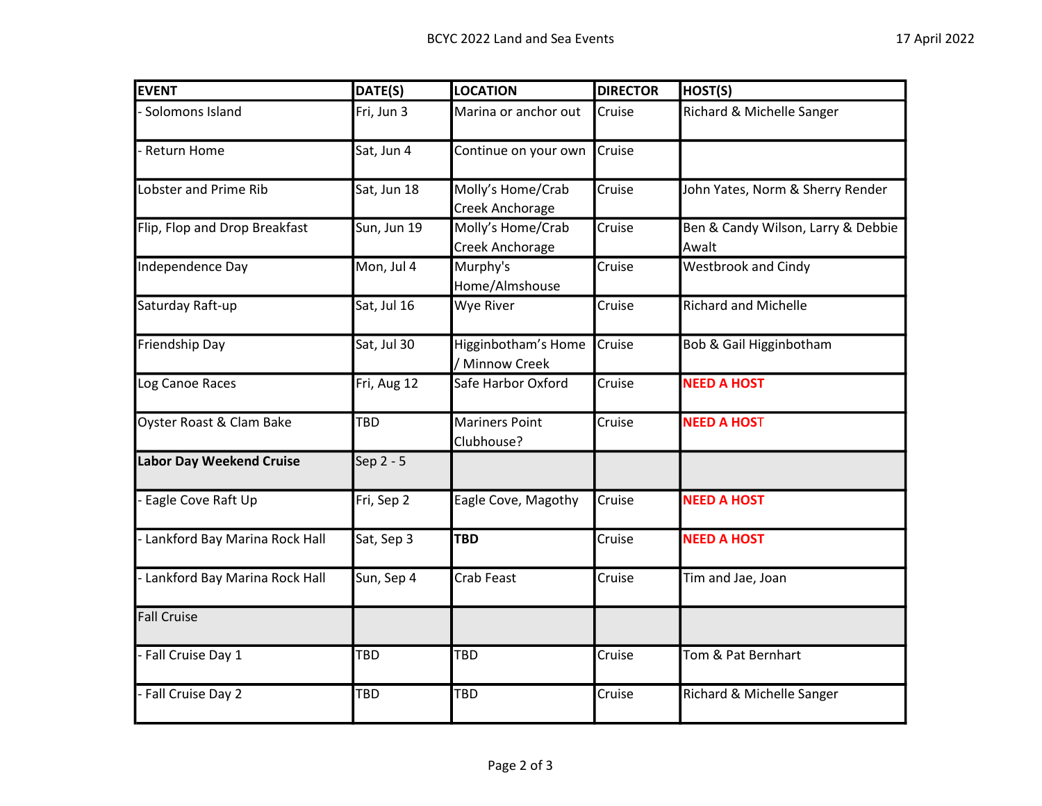| EVENT | DATE(S) | LOCATION | DIRECTOR | HOST(S) |
|---|---|---|---|---|
| - Solomons Island | Fri, Jun 3 | Marina or anchor out | Cruise | Richard & Michelle Sanger |
| - Return Home | Sat, Jun 4 | Continue on your own | Cruise | |
| Lobster and Prime Rib | Sat, Jun 18 | Molly's Home/Crab Creek Anchorage | Cruise | John Yates, Norm & Sherry Render |
| Flip, Flop and Drop Breakfast | Sun, Jun 19 | Molly's Home/Crab Creek Anchorage | Cruise | Ben & Candy Wilson, Larry & Debbie Awalt |
| Independence Day | Mon, Jul 4 | Murphy's Home/Almshouse | Cruise | Westbrook and Cindy |
| Saturday Raft-up | Sat, Jul 16 | Wye River | Cruise | Richard and Michelle |
| Friendship Day | Sat, Jul 30 | Higginbotham's Home / Minnow Creek | Cruise | Bob & Gail Higginbotham |
| Log Canoe Races | Fri, Aug 12 | Safe Harbor Oxford | Cruise | **NEED A HOST** |
| Oyster Roast & Clam Bake | TBD | Mariners Point Clubhouse? | Cruise | **NEED A HOST** |
| **Labor Day Weekend Cruise** | Sep 2 - 5 | | | |
| - Eagle Cove Raft Up | Fri, Sep 2 | Eagle Cove, Magothy | Cruise | **NEED A HOST** |
| - Lankford Bay Marina Rock Hall | Sat, Sep 3 | **TBD** | Cruise | **NEED A HOST** |
| - Lankford Bay Marina Rock Hall | Sun, Sep 4 | Crab Feast | Cruise | Tim and Jae, Joan |
| Fall Cruise | | | | |
| - Fall Cruise Day 1 | TBD | TBD | Cruise | Tom & Pat Bernhart |
| - Fall Cruise Day 2 | TBD | TBD | Cruise | Richard & Michelle Sanger |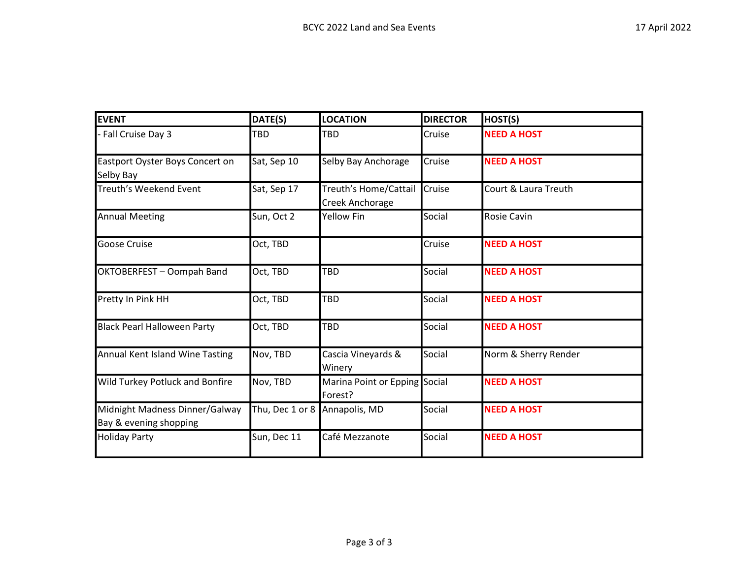| EVENT | DATE(S) | LOCATION | DIRECTOR | HOST(S) |
|---|---|---|---|---|
| - Fall Cruise Day 3 | TBD | TBD | Cruise | **NEED A HOST** |
| Eastport Oyster Boys Concert on Selby Bay | Sat, Sep 10 | Selby Bay Anchorage | Cruise | **NEED A HOST** |
| Treuth's Weekend Event | Sat, Sep 17 | Treuth's Home/Cattail Creek Anchorage | Cruise | Court & Laura Treuth |
| Annual Meeting | Sun, Oct 2 | Yellow Fin | Social | Rosie Cavin |
| Goose Cruise | Oct, TBD | | Cruise | **NEED A HOST** |
| OKTOBERFEST – Oompah Band | Oct, TBD | TBD | Social | **NEED A HOST** |
| Pretty In Pink HH | Oct, TBD | TBD | Social | **NEED A HOST** |
| Black Pearl Halloween Party | Oct, TBD | TBD | Social | **NEED A HOST** |
| Annual Kent Island Wine Tasting | Nov, TBD | Cascia Vineyards & Winery | Social | Norm & Sherry Render |
| Wild Turkey Potluck and Bonfire | Nov, TBD | Marina Point or Epping Forest? | Social | **NEED A HOST** |
| Midnight Madness Dinner/Galway Bay & evening shopping | Thu, Dec 1 or 8 | Annapolis, MD | Social | **NEED A HOST** |
| Holiday Party | Sun, Dec 11 | Café Mezzanote | Social | **NEED A HOST** |